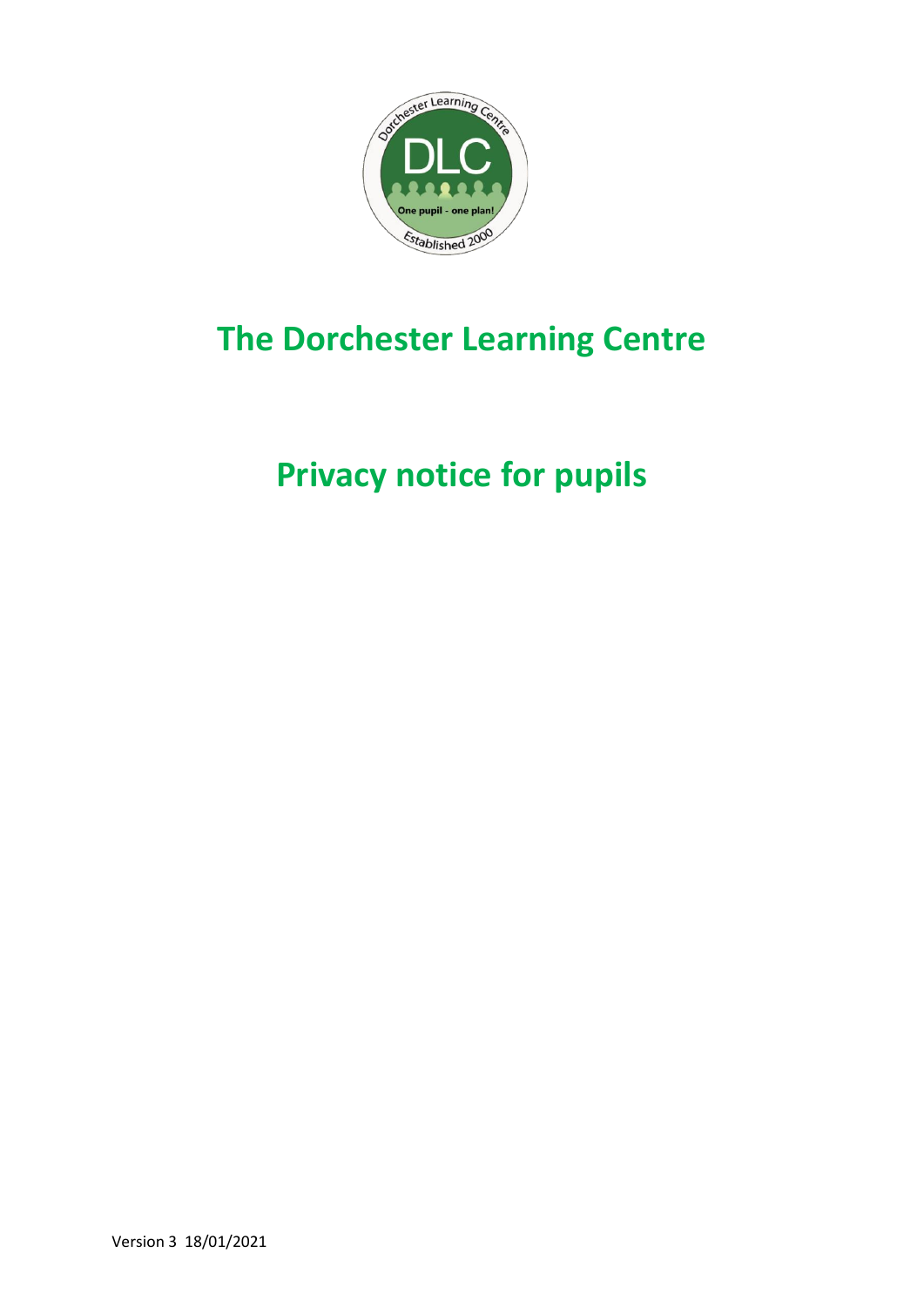# The Dorchester Learning Centre

# Privacy notice for pupils

Version 3 18/01/2021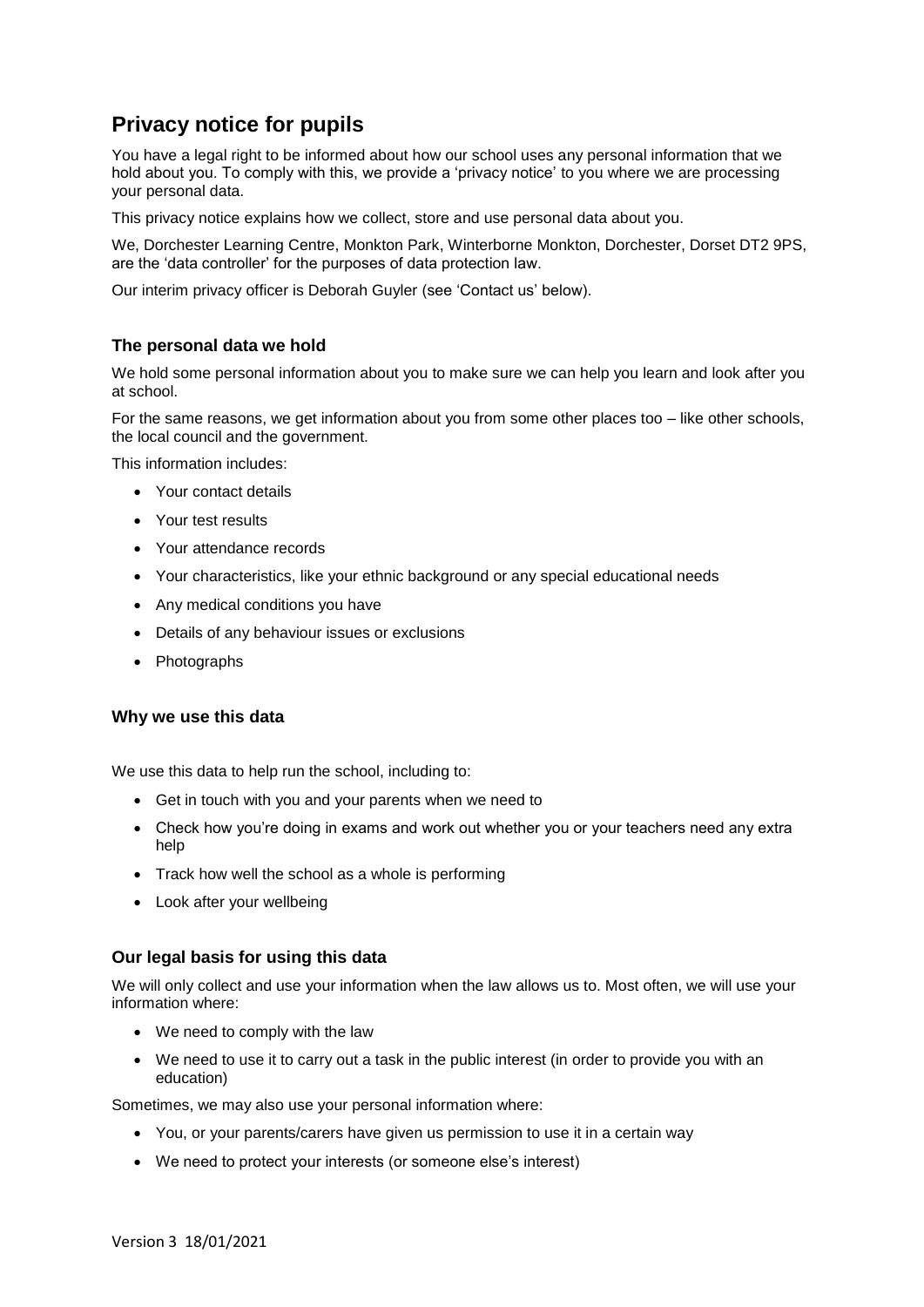# Privacy notice for pupils

You have a legal right to be informed about how our school uses any personal information that we hold about you. To comply with this, we provide a 'privacy notice' to you where we are processing your personal data.

This privacy notice explains how we collect, store and use personal data about you.

We, Dorchester Learning Centre, Monkton Park, Winterborne Monkton, Dorchester, Dorset DT2 9PS, are the 'data controller' for the purposes of data protection law.

Our interim privacy officer is Deborah Guyler (see 'Contact us' below).

### The personal data we hold

We hold some personal information about you to make sure we can help you learn and look after you at school.

For the same reasons, we get information about you from some other places too – like other schools, the local council and the government.

This information includes:

- Your contact details
- Your test results
- Your attendance records
- Your characteristics, like your ethnic background or any special educational needs
- Any medical conditions you have
- Details of any behaviour issues or exclusions
- Photographs

### Why we use this data

We use this data to help run the school, including to:

- Get in touch with you and your parents when we need to
- Check how you're doing in exams and work out whether you or your teachers need any extra help
- Track how well the school as a whole is performing
- Look after your wellbeing

### Our legal basis for using this data

We will only collect and use your information when the law allows us to. Most often, we will use your information where:

- We need to comply with the law
- We need to use it to carry out a task in the public interest (in order to provide you with an education)

Sometimes, we may also use your personal information where:

- You, or your parents/carers have given us permission to use it in a certain way
- We need to protect your interests (or someone else's interest)

Version 3 18/01/2021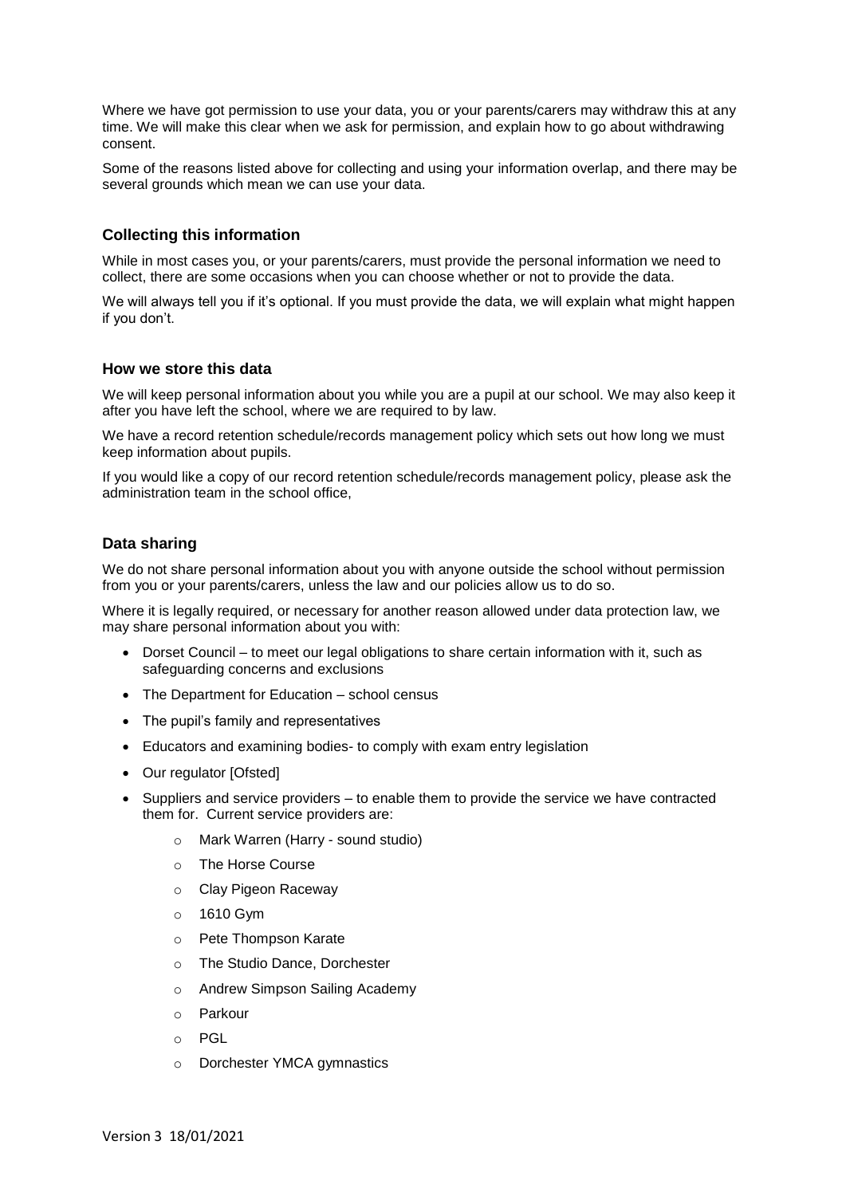Where we have got permission to use your data, you or your parents/carers may withdraw this at any time. We will make this clear when we ask for permission, and explain how to go about withdrawing consent.

Some of the reasons listed above for collecting and using your information overlap, and there may be several grounds which mean we can use your data.

### Collecting this information

While in most cases you, or your parents/carers, must provide the personal information we need to collect, there are some occasions when you can choose whether or not to provide the data.

We will always tell you if it's optional. If you must provide the data, we will explain what might happen if you don't.

### How we store this data

We will keep personal information about you while you are a pupil at our school. We may also keep it after you have left the school, where we are required to by law.

We have a record retention schedule/records management policy which sets out how long we must keep information about pupils.

If you would like a copy of our record retention schedule/records management policy, please ask the administration team in the school office,

### Data sharing

We do not share personal information about you with anyone outside the school without permission from you or your parents/carers, unless the law and our policies allow us to do so.

Where it is legally required, or necessary for another reason allowed under data protection law, we may share personal information about you with:

- Dorset Council – to meet our legal obligations to share certain information with it, such as safeguarding concerns and exclusions
- The Department for Education – school census
- The pupil's family and representatives
- Educators and examining bodies- to comply with exam entry legislation
- Our regulator [Ofsted]
- Suppliers and service providers – to enable them to provide the service we have contracted them for. Current service providers are:
    - Mark Warren (Harry - sound studio)
    - The Horse Course
    - Clay Pigeon Raceway
    - 1610 Gym
    - Pete Thompson Karate
    - The Studio Dance, Dorchester
    - Andrew Simpson Sailing Academy
    - Parkour
    - PGL
    - Dorchester YMCA gymnastics

Version 3 18/01/2021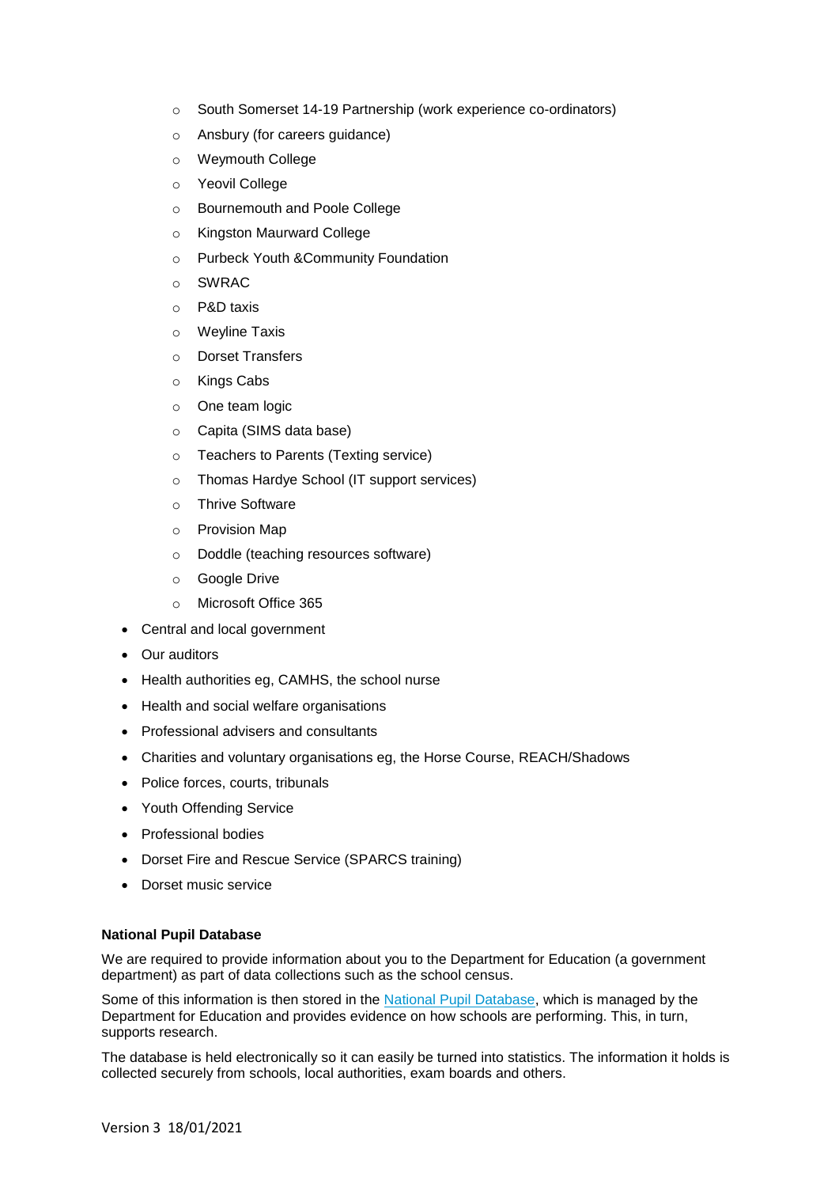- South Somerset 14-19 Partnership (work experience co-ordinators)
    - Ansbury (for careers guidance)
    - Weymouth College
    - Yeovil College
    - Bournemouth and Poole College
    - Kingston Maurward College
    - Purbeck Youth &Community Foundation
    - SWRAC
    - P&D taxis
    - Weyline Taxis
    - Dorset Transfers
    - Kings Cabs
    - One team logic
    - Capita (SIMS data base)
    - Teachers to Parents (Texting service)
    - Thomas Hardye School (IT support services)
    - Thrive Software
    - Provision Map
    - Doddle (teaching resources software)
    - Google Drive
    - Microsoft Office 365
- Central and local government
- Our auditors
- Health authorities eg, CAMHS, the school nurse
- Health and social welfare organisations
- Professional advisers and consultants
- Charities and voluntary organisations eg, the Horse Course, REACH/Shadows
- Police forces, courts, tribunals
- Youth Offending Service
- Professional bodies
- Dorset Fire and Rescue Service (SPARCS training)
- Dorset music service

**National Pupil Database**

We are required to provide information about you to the Department for Education (a government department) as part of data collections such as the school census.

Some of this information is then stored in the National Pupil Database, which is managed by the Department for Education and provides evidence on how schools are performing. This, in turn, supports research.

The database is held electronically so it can easily be turned into statistics. The information it holds is collected securely from schools, local authorities, exam boards and others.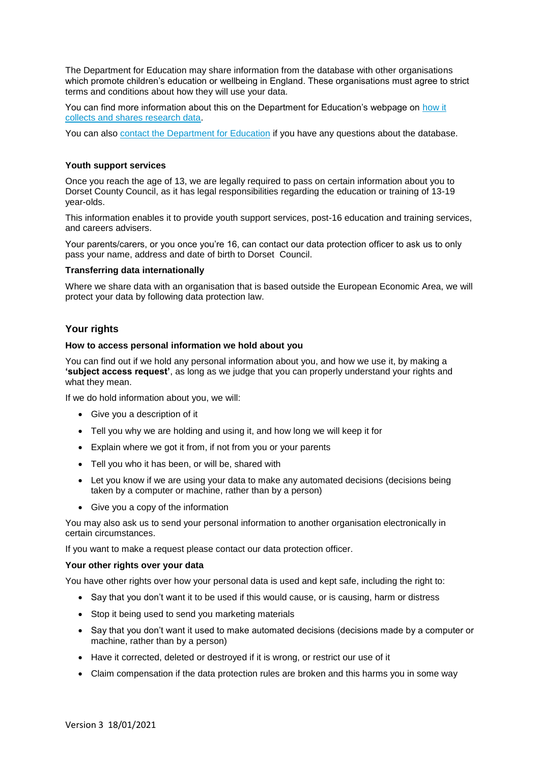The Department for Education may share information from the database with other organisations which promote children's education or wellbeing in England. These organisations must agree to strict terms and conditions about how they will use your data.

You can find more information about this on the Department for Education's webpage on [how it collects and shares research data](#).

You can also [contact the Department for Education](#) if you have any questions about the database.

### Youth support services

Once you reach the age of 13, we are legally required to pass on certain information about you to Dorset County Council, as it has legal responsibilities regarding the education or training of 13-19 year-olds.

This information enables it to provide youth support services, post-16 education and training services, and careers advisers.

Your parents/carers, or you once you're 16, can contact our data protection officer to ask us to only pass your name, address and date of birth to Dorset Council.

### Transferring data internationally

Where we share data with an organisation that is based outside the European Economic Area, we will protect your data by following data protection law.

## Your rights

### How to access personal information we hold about you

You can find out if we hold any personal information about you, and how we use it, by making a **'subject access request'**, as long as we judge that you can properly understand your rights and what they mean.

If we do hold information about you, we will:

- Give you a description of it
- Tell you why we are holding and using it, and how long we will keep it for
- Explain where we got it from, if not from you or your parents
- Tell you who it has been, or will be, shared with
- Let you know if we are using your data to make any automated decisions (decisions being taken by a computer or machine, rather than by a person)
- Give you a copy of the information

You may also ask us to send your personal information to another organisation electronically in certain circumstances.

If you want to make a request please contact our data protection officer.

### Your other rights over your data

You have other rights over how your personal data is used and kept safe, including the right to:

- Say that you don't want it to be used if this would cause, or is causing, harm or distress
- Stop it being used to send you marketing materials
- Say that you don't want it used to make automated decisions (decisions made by a computer or machine, rather than by a person)
- Have it corrected, deleted or destroyed if it is wrong, or restrict our use of it
- Claim compensation if the data protection rules are broken and this harms you in some way

Version 3 18/01/2021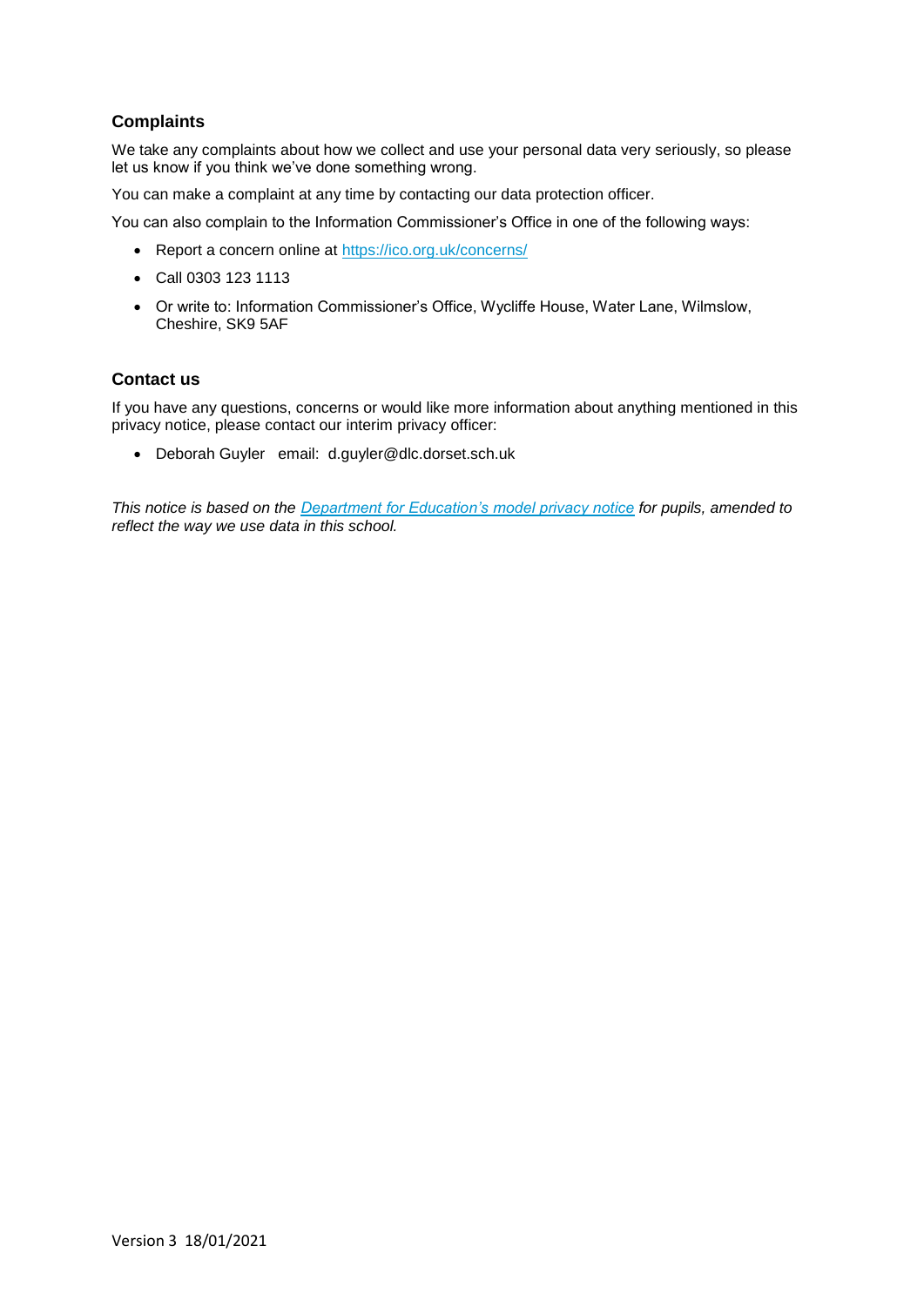### Complaints

We take any complaints about how we collect and use your personal data very seriously, so please let us know if you think we've done something wrong.

You can make a complaint at any time by contacting our data protection officer.

You can also complain to the Information Commissioner's Office in one of the following ways:

- Report a concern online at https://ico.org.uk/concerns/
- Call 0303 123 1113
- Or write to: Information Commissioner's Office, Wycliffe House, Water Lane, Wilmslow, Cheshire, SK9 5AF

### Contact us

If you have any questions, concerns or would like more information about anything mentioned in this privacy notice, please contact our interim privacy officer:

- Deborah Guyler   email:  d.guyler@dlc.dorset.sch.uk

*This notice is based on the Department for Education's model privacy notice for pupils, amended to reflect the way we use data in this school.*

Version 3  18/01/2021